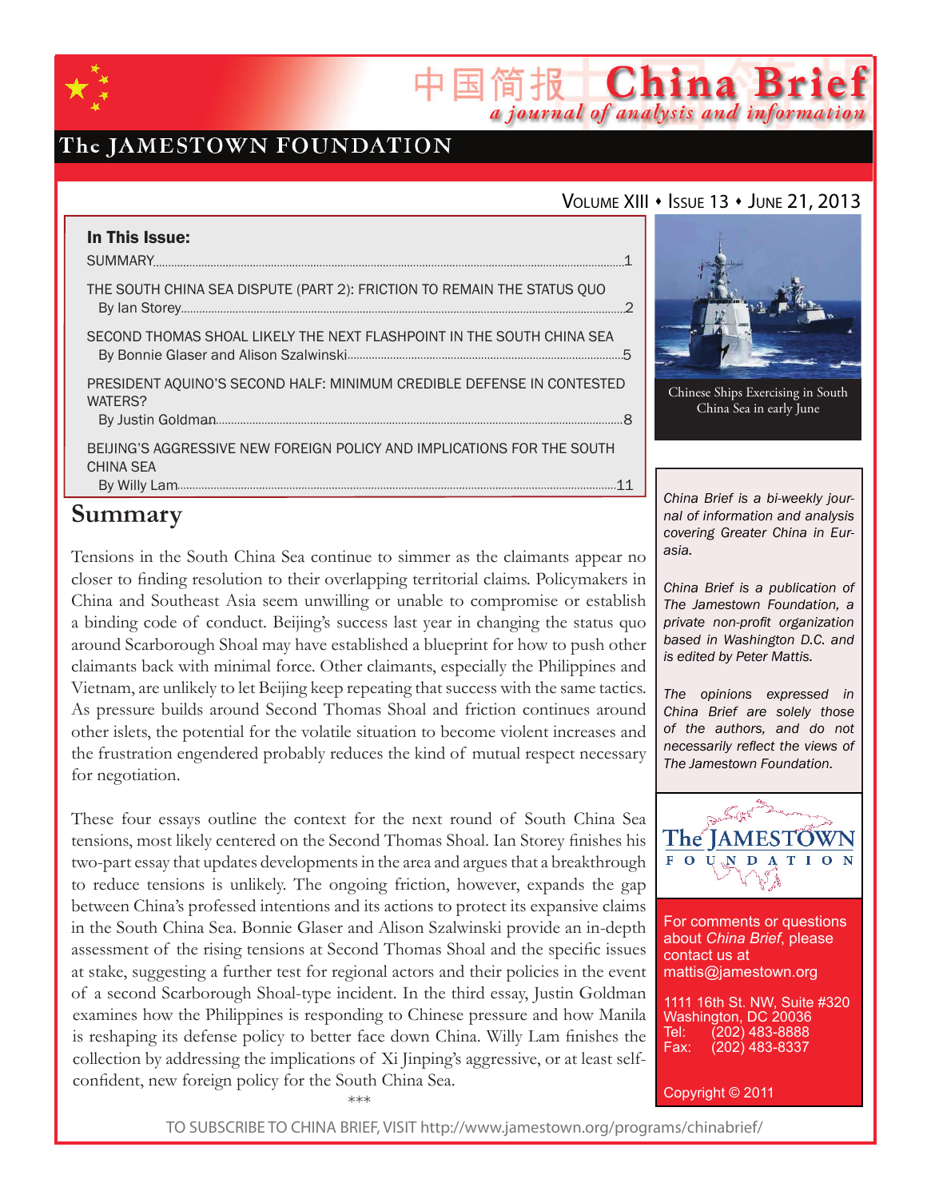# China Brief

中国简报

*a journal of analysis and information*

The JAMESTOWN FOUNDATION

Volume XIII • Issue 13 • June 21, 2013

**In This Issue:**

SUMMARY......1

THE SOUTH CHINA SEA DISPUTE (PART 2): FRICTION TO REMAIN THE STATUS QUO
By Ian Storey......2

SECOND THOMAS SHOAL LIKELY THE NEXT FLASHPOINT IN THE SOUTH CHINA SEA
By Bonnie Glaser and Alison Szalwinski......5

PRESIDENT AQUINO'S SECOND HALF: MINIMUM CREDIBLE DEFENSE IN CONTESTED WATERS?
By Justin Goldman......8

BEIJING'S AGGRESSIVE NEW FOREIGN POLICY AND IMPLICATIONS FOR THE SOUTH CHINA SEA
By Willy Lam......11

Chinese Ships Exercising in South China Sea in early June

## Summary

Tensions in the South China Sea continue to simmer as the claimants appear no closer to finding resolution to their overlapping territorial claims. Policymakers in China and Southeast Asia seem unwilling or unable to compromise or establish a binding code of conduct. Beijing's success last year in changing the status quo around Scarborough Shoal may have established a blueprint for how to push other claimants back with minimal force. Other claimants, especially the Philippines and Vietnam, are unlikely to let Beijing keep repeating that success with the same tactics. As pressure builds around Second Thomas Shoal and friction continues around other islets, the potential for the volatile situation to become violent increases and the frustration engendered probably reduces the kind of mutual respect necessary for negotiation.

These four essays outline the context for the next round of South China Sea tensions, most likely centered on the Second Thomas Shoal. Ian Storey finishes his two-part essay that updates developments in the area and argues that a breakthrough to reduce tensions is unlikely. The ongoing friction, however, expands the gap between China's professed intentions and its actions to protect its expansive claims in the South China Sea. Bonnie Glaser and Alison Szalwinski provide an in-depth assessment of the rising tensions at Second Thomas Shoal and the specific issues at stake, suggesting a further test for regional actors and their policies in the event of a second Scarborough Shoal-type incident. In the third essay, Justin Goldman examines how the Philippines is responding to Chinese pressure and how Manila is reshaping its defense policy to better face down China. Willy Lam finishes the collection by addressing the implications of Xi Jinping's aggressive, or at least self-confident, new foreign policy for the South China Sea.

***

*China Brief is a bi-weekly journal of information and analysis covering Greater China in Eurasia.*

*China Brief is a publication of The Jamestown Foundation, a private non-profit organization based in Washington D.C. and is edited by Peter Mattis.*

*The opinions expressed in China Brief are solely those of the authors, and do not necessarily reflect the views of The Jamestown Foundation.*

The JAMESTOWN FOUNDATION

For comments or questions about *China Brief*, please contact us at
mattis@jamestown.org

1111 16th St. NW, Suite #320
Washington, DC 20036
Tel: (202) 483-8888
Fax: (202) 483-8337

Copyright © 2011

TO SUBSCRIBE TO CHINA BRIEF, VISIT http://www.jamestown.org/programs/chinabrief/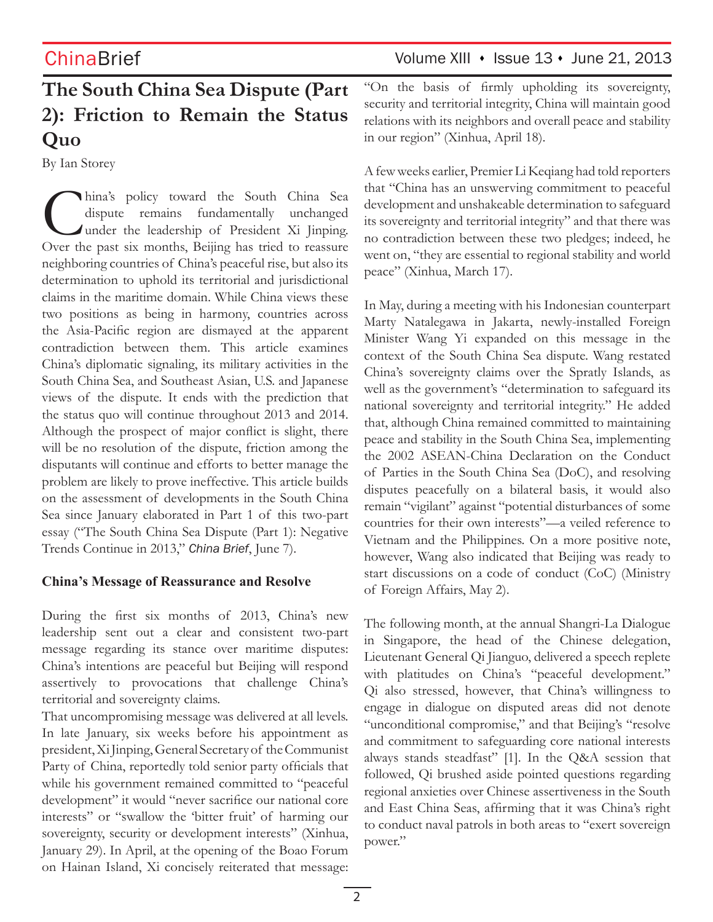# The South China Sea Dispute (Part 2): Friction to Remain the Status Quo

By Ian Storey

China's policy toward the South China Sea dispute remains fundamentally unchanged under the leadership of President Xi Jinping. Over the past six months, Beijing has tried to reassure neighboring countries of China's peaceful rise, but also its determination to uphold its territorial and jurisdictional claims in the maritime domain. While China views these two positions as being in harmony, countries across the Asia-Pacific region are dismayed at the apparent contradiction between them. This article examines China's diplomatic signaling, its military activities in the South China Sea, and Southeast Asian, U.S. and Japanese views of the dispute. It ends with the prediction that the status quo will continue throughout 2013 and 2014. Although the prospect of major conflict is slight, there will be no resolution of the dispute, friction among the disputants will continue and efforts to better manage the problem are likely to prove ineffective. This article builds on the assessment of developments in the South China Sea since January elaborated in Part 1 of this two-part essay ("The South China Sea Dispute (Part 1): Negative Trends Continue in 2013," *China Brief*, June 7).

**China's Message of Reassurance and Resolve**

During the first six months of 2013, China's new leadership sent out a clear and consistent two-part message regarding its stance over maritime disputes: China's intentions are peaceful but Beijing will respond assertively to provocations that challenge China's territorial and sovereignty claims.

That uncompromising message was delivered at all levels. In late January, six weeks before his appointment as president, Xi Jinping, General Secretary of the Communist Party of China, reportedly told senior party officials that while his government remained committed to "peaceful development" it would "never sacrifice our national core interests" or "swallow the 'bitter fruit' of harming our sovereignty, security or development interests" (Xinhua, January 29). In April, at the opening of the Boao Forum on Hainan Island, Xi concisely reiterated that message: "On the basis of firmly upholding its sovereignty, security and territorial integrity, China will maintain good relations with its neighbors and overall peace and stability in our region" (Xinhua, April 18).

A few weeks earlier, Premier Li Keqiang had told reporters that "China has an unswerving commitment to peaceful development and unshakeable determination to safeguard its sovereignty and territorial integrity" and that there was no contradiction between these two pledges; indeed, he went on, "they are essential to regional stability and world peace" (Xinhua, March 17).

In May, during a meeting with his Indonesian counterpart Marty Natalegawa in Jakarta, newly-installed Foreign Minister Wang Yi expanded on this message in the context of the South China Sea dispute. Wang restated China's sovereignty claims over the Spratly Islands, as well as the government's "determination to safeguard its national sovereignty and territorial integrity." He added that, although China remained committed to maintaining peace and stability in the South China Sea, implementing the 2002 ASEAN-China Declaration on the Conduct of Parties in the South China Sea (DoC), and resolving disputes peacefully on a bilateral basis, it would also remain "vigilant" against "potential disturbances of some countries for their own interests"—a veiled reference to Vietnam and the Philippines. On a more positive note, however, Wang also indicated that Beijing was ready to start discussions on a code of conduct (CoC) (Ministry of Foreign Affairs, May 2).

The following month, at the annual Shangri-La Dialogue in Singapore, the head of the Chinese delegation, Lieutenant General Qi Jianguo, delivered a speech replete with platitudes on China's "peaceful development." Qi also stressed, however, that China's willingness to engage in dialogue on disputed areas did not denote "unconditional compromise," and that Beijing's "resolve and commitment to safeguarding core national interests always stands steadfast" [1]. In the Q&A session that followed, Qi brushed aside pointed questions regarding regional anxieties over Chinese assertiveness in the South and East China Seas, affirming that it was China's right to conduct naval patrols in both areas to "exert sovereign power."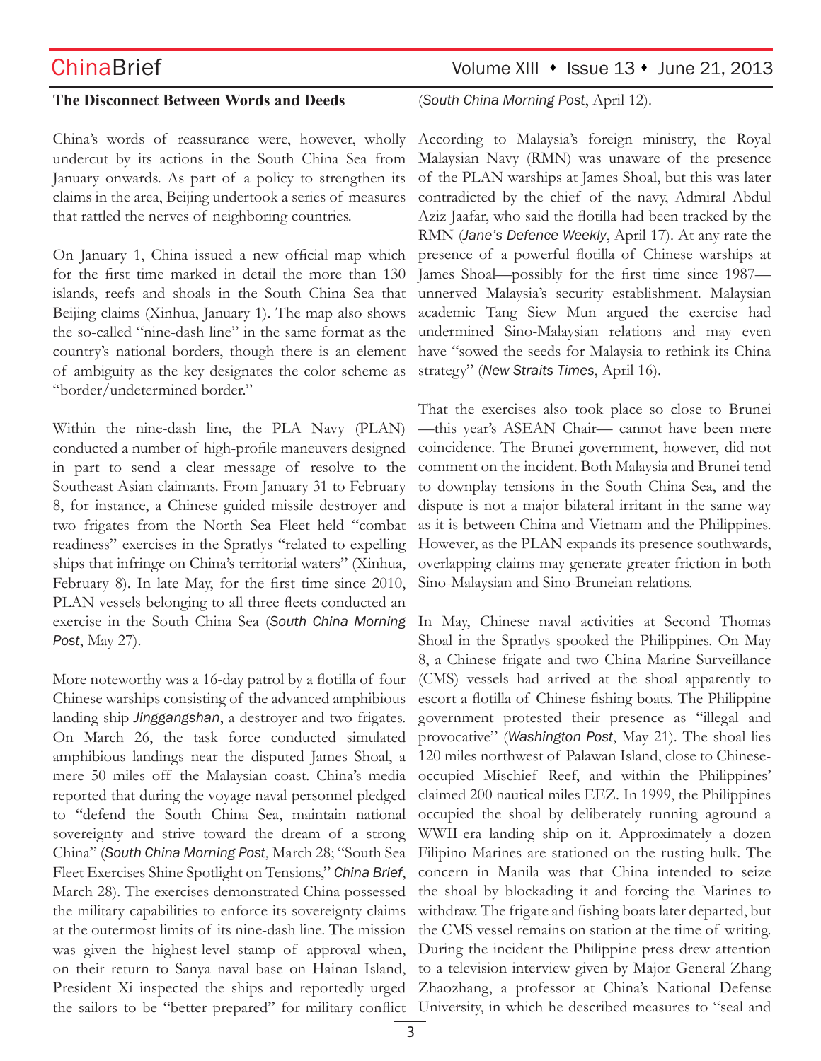### The Disconnect Between Words and Deeds

China's words of reassurance were, however, wholly undercut by its actions in the South China Sea from January onwards. As part of a policy to strengthen its claims in the area, Beijing undertook a series of measures that rattled the nerves of neighboring countries.

On January 1, China issued a new official map which for the first time marked in detail the more than 130 islands, reefs and shoals in the South China Sea that Beijing claims (Xinhua, January 1). The map also shows the so-called "nine-dash line" in the same format as the country's national borders, though there is an element of ambiguity as the key designates the color scheme as "border/undetermined border."

Within the nine-dash line, the PLA Navy (PLAN) conducted a number of high-profile maneuvers designed in part to send a clear message of resolve to the Southeast Asian claimants. From January 31 to February 8, for instance, a Chinese guided missile destroyer and two frigates from the North Sea Fleet held "combat readiness" exercises in the Spratlys "related to expelling ships that infringe on China's territorial waters" (Xinhua, February 8). In late May, for the first time since 2010, PLAN vessels belonging to all three fleets conducted an exercise in the South China Sea (*South China Morning Post*, May 27).

More noteworthy was a 16-day patrol by a flotilla of four Chinese warships consisting of the advanced amphibious landing ship *Jinggangshan*, a destroyer and two frigates. On March 26, the task force conducted simulated amphibious landings near the disputed James Shoal, a mere 50 miles off the Malaysian coast. China's media reported that during the voyage naval personnel pledged to "defend the South China Sea, maintain national sovereignty and strive toward the dream of a strong China" (*South China Morning Post*, March 28; "South Sea Fleet Exercises Shine Spotlight on Tensions," *China Brief*, March 28). The exercises demonstrated China possessed the military capabilities to enforce its sovereignty claims at the outermost limits of its nine-dash line. The mission was given the highest-level stamp of approval when, on their return to Sanya naval base on Hainan Island, President Xi inspected the ships and reportedly urged the sailors to be "better prepared" for military conflict (*South China Morning Post*, April 12).

According to Malaysia's foreign ministry, the Royal Malaysian Navy (RMN) was unaware of the presence of the PLAN warships at James Shoal, but this was later contradicted by the chief of the navy, Admiral Abdul Aziz Jaafar, who said the flotilla had been tracked by the RMN (*Jane's Defence Weekly*, April 17). At any rate the presence of a powerful flotilla of Chinese warships at James Shoal—possibly for the first time since 1987—unnerved Malaysia's security establishment. Malaysian academic Tang Siew Mun argued the exercise had undermined Sino-Malaysian relations and may even have "sowed the seeds for Malaysia to rethink its China strategy" (*New Straits Times*, April 16).

That the exercises also took place so close to Brunei —this year's ASEAN Chair— cannot have been mere coincidence. The Brunei government, however, did not comment on the incident. Both Malaysia and Brunei tend to downplay tensions in the South China Sea, and the dispute is not a major bilateral irritant in the same way as it is between China and Vietnam and the Philippines. However, as the PLAN expands its presence southwards, overlapping claims may generate greater friction in both Sino-Malaysian and Sino-Bruneian relations.

In May, Chinese naval activities at Second Thomas Shoal in the Spratlys spooked the Philippines. On May 8, a Chinese frigate and two China Marine Surveillance (CMS) vessels had arrived at the shoal apparently to escort a flotilla of Chinese fishing boats. The Philippine government protested their presence as "illegal and provocative" (*Washington Post*, May 21). The shoal lies 120 miles northwest of Palawan Island, close to Chinese-occupied Mischief Reef, and within the Philippines' claimed 200 nautical miles EEZ. In 1999, the Philippines occupied the shoal by deliberately running aground a WWII-era landing ship on it. Approximately a dozen Filipino Marines are stationed on the rusting hulk. The concern in Manila was that China intended to seize the shoal by blockading it and forcing the Marines to withdraw. The frigate and fishing boats later departed, but the CMS vessel remains on station at the time of writing. During the incident the Philippine press drew attention to a television interview given by Major General Zhang Zhaozhang, a professor at China's National Defense University, in which he described measures to "seal and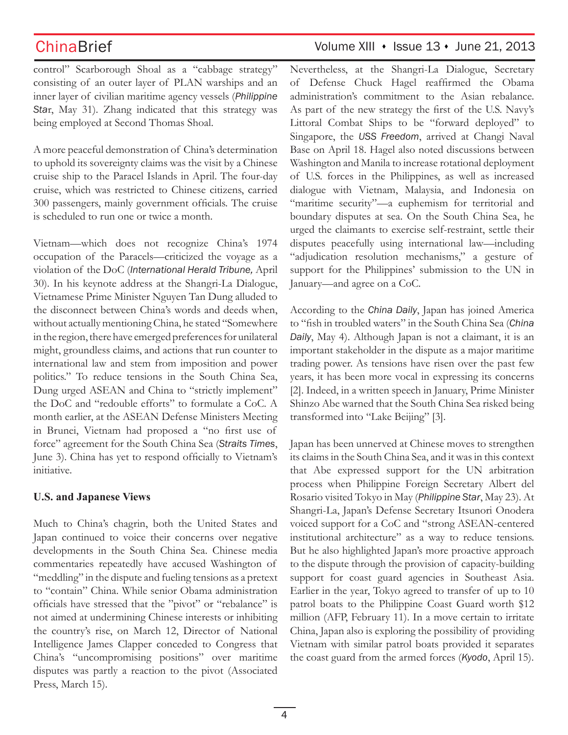control" Scarborough Shoal as a "cabbage strategy" consisting of an outer layer of PLAN warships and an inner layer of civilian maritime agency vessels (*Philippine Star*, May 31). Zhang indicated that this strategy was being employed at Second Thomas Shoal.

A more peaceful demonstration of China's determination to uphold its sovereignty claims was the visit by a Chinese cruise ship to the Paracel Islands in April. The four-day cruise, which was restricted to Chinese citizens, carried 300 passengers, mainly government officials. The cruise is scheduled to run one or twice a month.

Vietnam—which does not recognize China's 1974 occupation of the Paracels—criticized the voyage as a violation of the DoC (*International Herald Tribune,* April 30). In his keynote address at the Shangri-La Dialogue, Vietnamese Prime Minister Nguyen Tan Dung alluded to the disconnect between China's words and deeds when, without actually mentioning China, he stated "Somewhere in the region, there have emerged preferences for unilateral might, groundless claims, and actions that run counter to international law and stem from imposition and power politics." To reduce tensions in the South China Sea, Dung urged ASEAN and China to "strictly implement" the DoC and "redouble efforts" to formulate a CoC. A month earlier, at the ASEAN Defense Ministers Meeting in Brunei, Vietnam had proposed a "no first use of force" agreement for the South China Sea (*Straits Times*, June 3). China has yet to respond officially to Vietnam's initiative.

**U.S. and Japanese Views**

Much to China's chagrin, both the United States and Japan continued to voice their concerns over negative developments in the South China Sea. Chinese media commentaries repeatedly have accused Washington of "meddling" in the dispute and fueling tensions as a pretext to "contain" China. While senior Obama administration officials have stressed that the "pivot" or "rebalance" is not aimed at undermining Chinese interests or inhibiting the country's rise, on March 12, Director of National Intelligence James Clapper conceded to Congress that China's "uncompromising positions" over maritime disputes was partly a reaction to the pivot (Associated Press, March 15).

Nevertheless, at the Shangri-La Dialogue, Secretary of Defense Chuck Hagel reaffirmed the Obama administration's commitment to the Asian rebalance. As part of the new strategy the first of the U.S. Navy's Littoral Combat Ships to be "forward deployed" to Singapore, the *USS Freedom*, arrived at Changi Naval Base on April 18. Hagel also noted discussions between Washington and Manila to increase rotational deployment of U.S. forces in the Philippines, as well as increased dialogue with Vietnam, Malaysia, and Indonesia on "maritime security"—a euphemism for territorial and boundary disputes at sea. On the South China Sea, he urged the claimants to exercise self-restraint, settle their disputes peacefully using international law—including "adjudication resolution mechanisms," a gesture of support for the Philippines' submission to the UN in January—and agree on a CoC.

According to the *China Daily*, Japan has joined America to "fish in troubled waters" in the South China Sea (*China Daily*, May 4). Although Japan is not a claimant, it is an important stakeholder in the dispute as a major maritime trading power. As tensions have risen over the past few years, it has been more vocal in expressing its concerns [2]. Indeed, in a written speech in January, Prime Minister Shinzo Abe warned that the South China Sea risked being transformed into "Lake Beijing" [3].

Japan has been unnerved at Chinese moves to strengthen its claims in the South China Sea, and it was in this context that Abe expressed support for the UN arbitration process when Philippine Foreign Secretary Albert del Rosario visited Tokyo in May (*Philippine Star*, May 23). At Shangri-La, Japan's Defense Secretary Itsunori Onodera voiced support for a CoC and "strong ASEAN-centered institutional architecture" as a way to reduce tensions. But he also highlighted Japan's more proactive approach to the dispute through the provision of capacity-building support for coast guard agencies in Southeast Asia. Earlier in the year, Tokyo agreed to transfer of up to 10 patrol boats to the Philippine Coast Guard worth $12 million (AFP, February 11). In a move certain to irritate China, Japan also is exploring the possibility of providing Vietnam with similar patrol boats provided it separates the coast guard from the armed forces (*Kyodo*, April 15).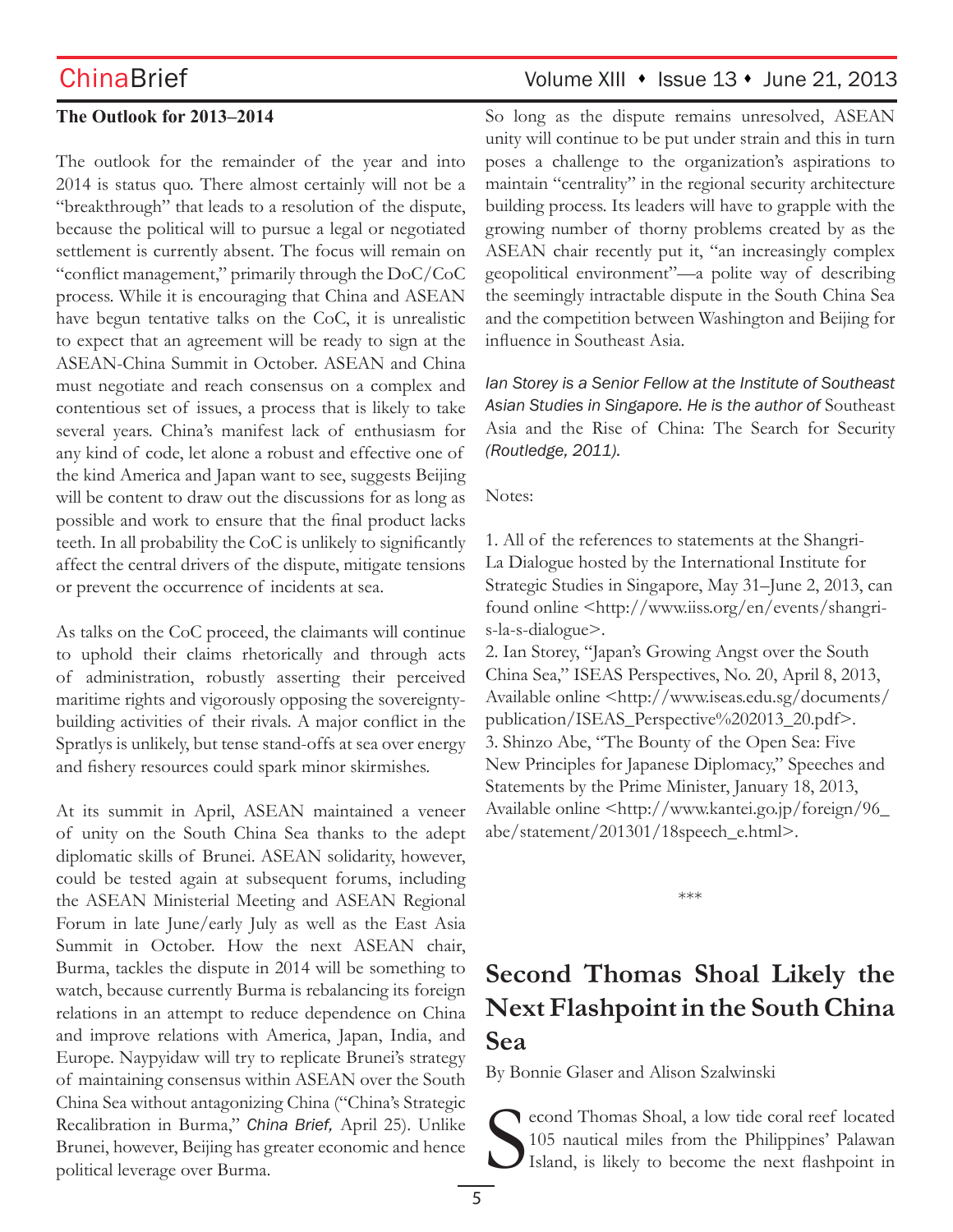**The Outlook for 2013–2014**

The outlook for the remainder of the year and into 2014 is status quo. There almost certainly will not be a "breakthrough" that leads to a resolution of the dispute, because the political will to pursue a legal or negotiated settlement is currently absent. The focus will remain on "conflict management," primarily through the DoC/CoC process. While it is encouraging that China and ASEAN have begun tentative talks on the CoC, it is unrealistic to expect that an agreement will be ready to sign at the ASEAN-China Summit in October. ASEAN and China must negotiate and reach consensus on a complex and contentious set of issues, a process that is likely to take several years. China's manifest lack of enthusiasm for any kind of code, let alone a robust and effective one of the kind America and Japan want to see, suggests Beijing will be content to draw out the discussions for as long as possible and work to ensure that the final product lacks teeth. In all probability the CoC is unlikely to significantly affect the central drivers of the dispute, mitigate tensions or prevent the occurrence of incidents at sea.

As talks on the CoC proceed, the claimants will continue to uphold their claims rhetorically and through acts of administration, robustly asserting their perceived maritime rights and vigorously opposing the sovereignty-building activities of their rivals. A major conflict in the Spratlys is unlikely, but tense stand-offs at sea over energy and fishery resources could spark minor skirmishes.

At its summit in April, ASEAN maintained a veneer of unity on the South China Sea thanks to the adept diplomatic skills of Brunei. ASEAN solidarity, however, could be tested again at subsequent forums, including the ASEAN Ministerial Meeting and ASEAN Regional Forum in late June/early July as well as the East Asia Summit in October. How the next ASEAN chair, Burma, tackles the dispute in 2014 will be something to watch, because currently Burma is rebalancing its foreign relations in an attempt to reduce dependence on China and improve relations with America, Japan, India, and Europe. Naypyidaw will try to replicate Brunei's strategy of maintaining consensus within ASEAN over the South China Sea without antagonizing China ("China's Strategic Recalibration in Burma," *China Brief,* April 25). Unlike Brunei, however, Beijing has greater economic and hence political leverage over Burma.

So long as the dispute remains unresolved, ASEAN unity will continue to be put under strain and this in turn poses a challenge to the organization's aspirations to maintain "centrality" in the regional security architecture building process. Its leaders will have to grapple with the growing number of thorny problems created by as the ASEAN chair recently put it, "an increasingly complex geopolitical environment"—a polite way of describing the seemingly intractable dispute in the South China Sea and the competition between Washington and Beijing for influence in Southeast Asia.

*Ian Storey is a Senior Fellow at the Institute of Southeast Asian Studies in Singapore. He is the author of* Southeast Asia and the Rise of China: The Search for Security *(Routledge, 2011).*

Notes:

1. All of the references to statements at the Shangri-La Dialogue hosted by the International Institute for Strategic Studies in Singapore, May 31–June 2, 2013, can found online <http://www.iiss.org/en/events/shangri-s-la-s-dialogue>.
2. Ian Storey, "Japan's Growing Angst over the South China Sea," ISEAS Perspectives, No. 20, April 8, 2013, Available online <http://www.iseas.edu.sg/documents/publication/ISEAS_Perspective%202013_20.pdf>.
3. Shinzo Abe, "The Bounty of the Open Sea: Five New Principles for Japanese Diplomacy," Speeches and Statements by the Prime Minister, January 18, 2013, Available online <http://www.kantei.go.jp/foreign/96_abe/statement/201301/18speech_e.html>.

\*\*\*

# Second Thomas Shoal Likely the Next Flashpoint in the South China Sea

By Bonnie Glaser and Alison Szalwinski

Second Thomas Shoal, a low tide coral reef located 105 nautical miles from the Philippines' Palawan Island, is likely to become the next flashpoint in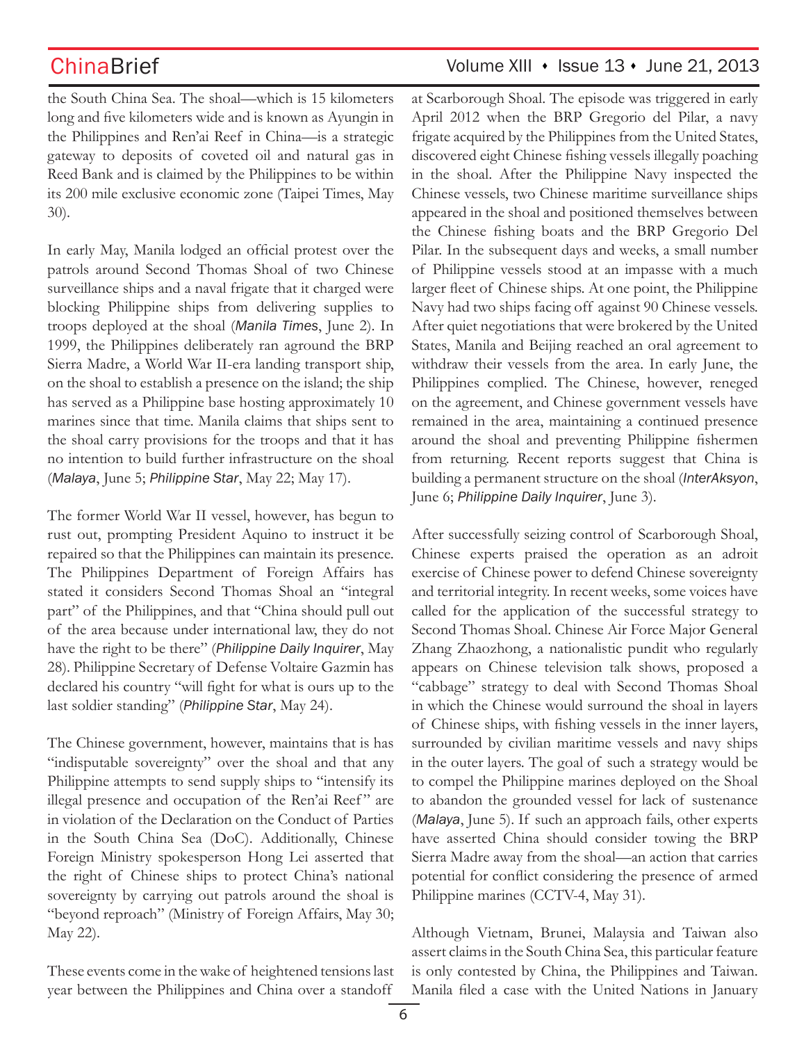the South China Sea. The shoal—which is 15 kilometers long and five kilometers wide and is known as Ayungin in the Philippines and Ren'ai Reef in China—is a strategic gateway to deposits of coveted oil and natural gas in Reed Bank and is claimed by the Philippines to be within its 200 mile exclusive economic zone (Taipei Times, May 30).

In early May, Manila lodged an official protest over the patrols around Second Thomas Shoal of two Chinese surveillance ships and a naval frigate that it charged were blocking Philippine ships from delivering supplies to troops deployed at the shoal (*Manila Times*, June 2). In 1999, the Philippines deliberately ran aground the BRP Sierra Madre, a World War II-era landing transport ship, on the shoal to establish a presence on the island; the ship has served as a Philippine base hosting approximately 10 marines since that time. Manila claims that ships sent to the shoal carry provisions for the troops and that it has no intention to build further infrastructure on the shoal (*Malaya*, June 5; *Philippine Star*, May 22; May 17).

The former World War II vessel, however, has begun to rust out, prompting President Aquino to instruct it be repaired so that the Philippines can maintain its presence. The Philippines Department of Foreign Affairs has stated it considers Second Thomas Shoal an "integral part" of the Philippines, and that "China should pull out of the area because under international law, they do not have the right to be there" (*Philippine Daily Inquirer*, May 28). Philippine Secretary of Defense Voltaire Gazmin has declared his country "will fight for what is ours up to the last soldier standing" (*Philippine Star*, May 24).

The Chinese government, however, maintains that is has "indisputable sovereignty" over the shoal and that any Philippine attempts to send supply ships to "intensify its illegal presence and occupation of the Ren'ai Reef" are in violation of the Declaration on the Conduct of Parties in the South China Sea (DoC). Additionally, Chinese Foreign Ministry spokesperson Hong Lei asserted that the right of Chinese ships to protect China's national sovereignty by carrying out patrols around the shoal is "beyond reproach" (Ministry of Foreign Affairs, May 30; May 22).

These events come in the wake of heightened tensions last year between the Philippines and China over a standoff at Scarborough Shoal. The episode was triggered in early April 2012 when the BRP Gregorio del Pilar, a navy frigate acquired by the Philippines from the United States, discovered eight Chinese fishing vessels illegally poaching in the shoal. After the Philippine Navy inspected the Chinese vessels, two Chinese maritime surveillance ships appeared in the shoal and positioned themselves between the Chinese fishing boats and the BRP Gregorio Del Pilar. In the subsequent days and weeks, a small number of Philippine vessels stood at an impasse with a much larger fleet of Chinese ships. At one point, the Philippine Navy had two ships facing off against 90 Chinese vessels. After quiet negotiations that were brokered by the United States, Manila and Beijing reached an oral agreement to withdraw their vessels from the area. In early June, the Philippines complied. The Chinese, however, reneged on the agreement, and Chinese government vessels have remained in the area, maintaining a continued presence around the shoal and preventing Philippine fishermen from returning. Recent reports suggest that China is building a permanent structure on the shoal (*InterAksyon*, June 6; *Philippine Daily Inquirer*, June 3).

After successfully seizing control of Scarborough Shoal, Chinese experts praised the operation as an adroit exercise of Chinese power to defend Chinese sovereignty and territorial integrity. In recent weeks, some voices have called for the application of the successful strategy to Second Thomas Shoal. Chinese Air Force Major General Zhang Zhaozhong, a nationalistic pundit who regularly appears on Chinese television talk shows, proposed a "cabbage" strategy to deal with Second Thomas Shoal in which the Chinese would surround the shoal in layers of Chinese ships, with fishing vessels in the inner layers, surrounded by civilian maritime vessels and navy ships in the outer layers. The goal of such a strategy would be to compel the Philippine marines deployed on the Shoal to abandon the grounded vessel for lack of sustenance (*Malaya*, June 5). If such an approach fails, other experts have asserted China should consider towing the BRP Sierra Madre away from the shoal—an action that carries potential for conflict considering the presence of armed Philippine marines (CCTV-4, May 31).

Although Vietnam, Brunei, Malaysia and Taiwan also assert claims in the South China Sea, this particular feature is only contested by China, the Philippines and Taiwan. Manila filed a case with the United Nations in January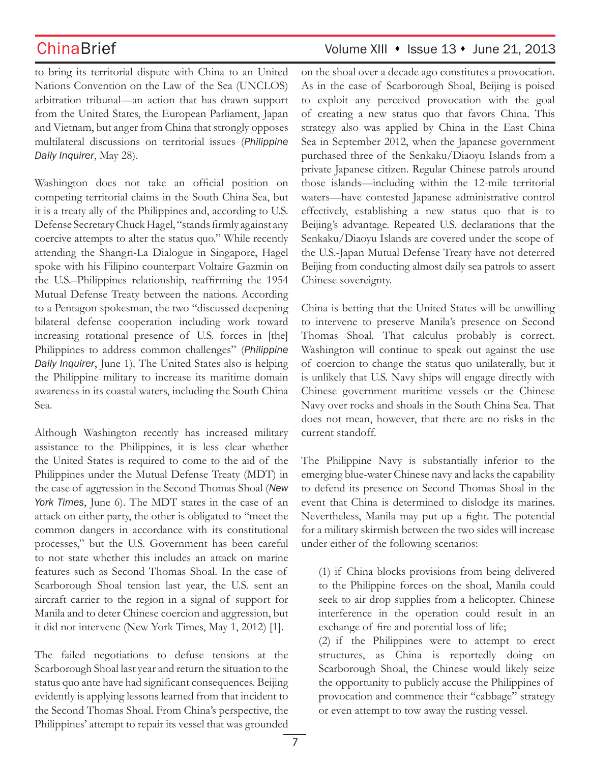to bring its territorial dispute with China to an United Nations Convention on the Law of the Sea (UNCLOS) arbitration tribunal—an action that has drawn support from the United States, the European Parliament, Japan and Vietnam, but anger from China that strongly opposes multilateral discussions on territorial issues (*Philippine Daily Inquirer*, May 28).

Washington does not take an official position on competing territorial claims in the South China Sea, but it is a treaty ally of the Philippines and, according to U.S. Defense Secretary Chuck Hagel, "stands firmly against any coercive attempts to alter the status quo." While recently attending the Shangri-La Dialogue in Singapore, Hagel spoke with his Filipino counterpart Voltaire Gazmin on the U.S.–Philippines relationship, reaffirming the 1954 Mutual Defense Treaty between the nations. According to a Pentagon spokesman, the two "discussed deepening bilateral defense cooperation including work toward increasing rotational presence of U.S. forces in [the] Philippines to address common challenges" (*Philippine Daily Inquirer*, June 1). The United States also is helping the Philippine military to increase its maritime domain awareness in its coastal waters, including the South China Sea.

Although Washington recently has increased military assistance to the Philippines, it is less clear whether the United States is required to come to the aid of the Philippines under the Mutual Defense Treaty (MDT) in the case of aggression in the Second Thomas Shoal (*New York Times*, June 6). The MDT states in the case of an attack on either party, the other is obligated to "meet the common dangers in accordance with its constitutional processes," but the U.S. Government has been careful to not state whether this includes an attack on marine features such as Second Thomas Shoal. In the case of Scarborough Shoal tension last year, the U.S. sent an aircraft carrier to the region in a signal of support for Manila and to deter Chinese coercion and aggression, but it did not intervene (New York Times, May 1, 2012) [1].

The failed negotiations to defuse tensions at the Scarborough Shoal last year and return the situation to the status quo ante have had significant consequences. Beijing evidently is applying lessons learned from that incident to the Second Thomas Shoal. From China's perspective, the Philippines' attempt to repair its vessel that was grounded on the shoal over a decade ago constitutes a provocation. As in the case of Scarborough Shoal, Beijing is poised to exploit any perceived provocation with the goal of creating a new status quo that favors China. This strategy also was applied by China in the East China Sea in September 2012, when the Japanese government purchased three of the Senkaku/Diaoyu Islands from a private Japanese citizen. Regular Chinese patrols around those islands—including within the 12-mile territorial waters—have contested Japanese administrative control effectively, establishing a new status quo that is to Beijing's advantage. Repeated U.S. declarations that the Senkaku/Diaoyu Islands are covered under the scope of the U.S.-Japan Mutual Defense Treaty have not deterred Beijing from conducting almost daily sea patrols to assert Chinese sovereignty.

China is betting that the United States will be unwilling to intervene to preserve Manila's presence on Second Thomas Shoal. That calculus probably is correct. Washington will continue to speak out against the use of coercion to change the status quo unilaterally, but it is unlikely that U.S. Navy ships will engage directly with Chinese government maritime vessels or the Chinese Navy over rocks and shoals in the South China Sea. That does not mean, however, that there are no risks in the current standoff.

The Philippine Navy is substantially inferior to the emerging blue-water Chinese navy and lacks the capability to defend its presence on Second Thomas Shoal in the event that China is determined to dislodge its marines. Nevertheless, Manila may put up a fight. The potential for a military skirmish between the two sides will increase under either of the following scenarios:

(1) if China blocks provisions from being delivered to the Philippine forces on the shoal, Manila could seek to air drop supplies from a helicopter. Chinese interference in the operation could result in an exchange of fire and potential loss of life;
(2) if the Philippines were to attempt to erect structures, as China is reportedly doing on Scarborough Shoal, the Chinese would likely seize the opportunity to publicly accuse the Philippines of provocation and commence their "cabbage" strategy or even attempt to tow away the rusting vessel.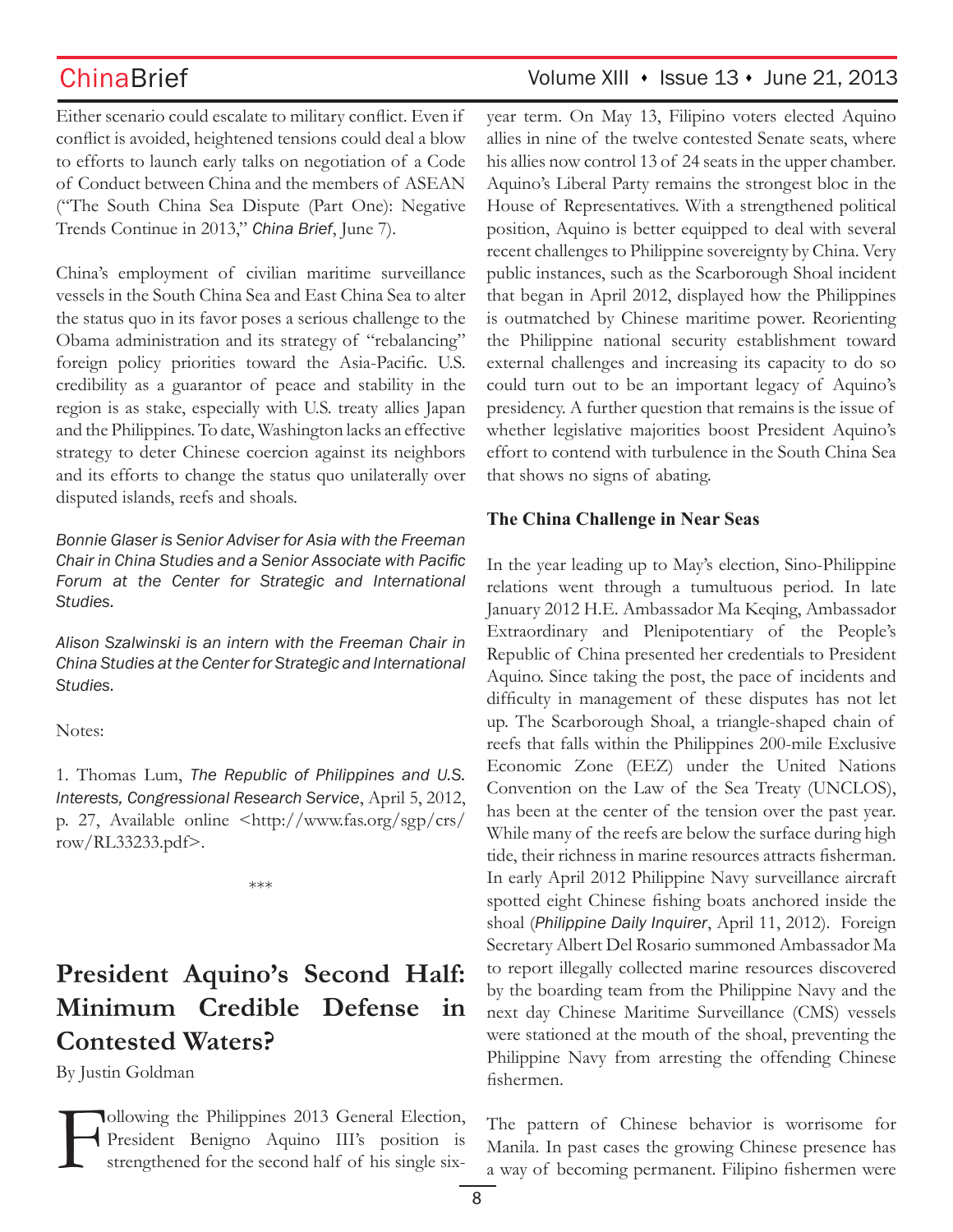Either scenario could escalate to military conflict. Even if conflict is avoided, heightened tensions could deal a blow to efforts to launch early talks on negotiation of a Code of Conduct between China and the members of ASEAN ("The South China Sea Dispute (Part One): Negative Trends Continue in 2013," *China Brief*, June 7).

China's employment of civilian maritime surveillance vessels in the South China Sea and East China Sea to alter the status quo in its favor poses a serious challenge to the Obama administration and its strategy of "rebalancing" foreign policy priorities toward the Asia-Pacific. U.S. credibility as a guarantor of peace and stability in the region is as stake, especially with U.S. treaty allies Japan and the Philippines. To date, Washington lacks an effective strategy to deter Chinese coercion against its neighbors and its efforts to change the status quo unilaterally over disputed islands, reefs and shoals.

*Bonnie Glaser is Senior Adviser for Asia with the Freeman Chair in China Studies and a Senior Associate with Pacific Forum at the Center for Strategic and International Studies.*

*Alison Szalwinski is an intern with the Freeman Chair in China Studies at the Center for Strategic and International Studies.*

Notes:

1. Thomas Lum, *The Republic of Philippines and U.S. Interests, Congressional Research Service*, April 5, 2012, p. 27, Available online <http://www.fas.org/sgp/crs/row/RL33233.pdf>.

***

# President Aquino's Second Half: Minimum Credible Defense in Contested Waters?

By Justin Goldman

Following the Philippines 2013 General Election, President Benigno Aquino III's position is strengthened for the second half of his single six-year term. On May 13, Filipino voters elected Aquino allies in nine of the twelve contested Senate seats, where his allies now control 13 of 24 seats in the upper chamber. Aquino's Liberal Party remains the strongest bloc in the House of Representatives. With a strengthened political position, Aquino is better equipped to deal with several recent challenges to Philippine sovereignty by China. Very public instances, such as the Scarborough Shoal incident that began in April 2012, displayed how the Philippines is outmatched by Chinese maritime power. Reorienting the Philippine national security establishment toward external challenges and increasing its capacity to do so could turn out to be an important legacy of Aquino's presidency. A further question that remains is the issue of whether legislative majorities boost President Aquino's effort to contend with turbulence in the South China Sea that shows no signs of abating.

## The China Challenge in Near Seas

In the year leading up to May's election, Sino-Philippine relations went through a tumultuous period. In late January 2012 H.E. Ambassador Ma Keqing, Ambassador Extraordinary and Plenipotentiary of the People's Republic of China presented her credentials to President Aquino. Since taking the post, the pace of incidents and difficulty in management of these disputes has not let up. The Scarborough Shoal, a triangle-shaped chain of reefs that falls within the Philippines 200-mile Exclusive Economic Zone (EEZ) under the United Nations Convention on the Law of the Sea Treaty (UNCLOS), has been at the center of the tension over the past year. While many of the reefs are below the surface during high tide, their richness in marine resources attracts fisherman. In early April 2012 Philippine Navy surveillance aircraft spotted eight Chinese fishing boats anchored inside the shoal (*Philippine Daily Inquirer*, April 11, 2012). Foreign Secretary Albert Del Rosario summoned Ambassador Ma to report illegally collected marine resources discovered by the boarding team from the Philippine Navy and the next day Chinese Maritime Surveillance (CMS) vessels were stationed at the mouth of the shoal, preventing the Philippine Navy from arresting the offending Chinese fishermen.

The pattern of Chinese behavior is worrisome for Manila. In past cases the growing Chinese presence has a way of becoming permanent. Filipino fishermen were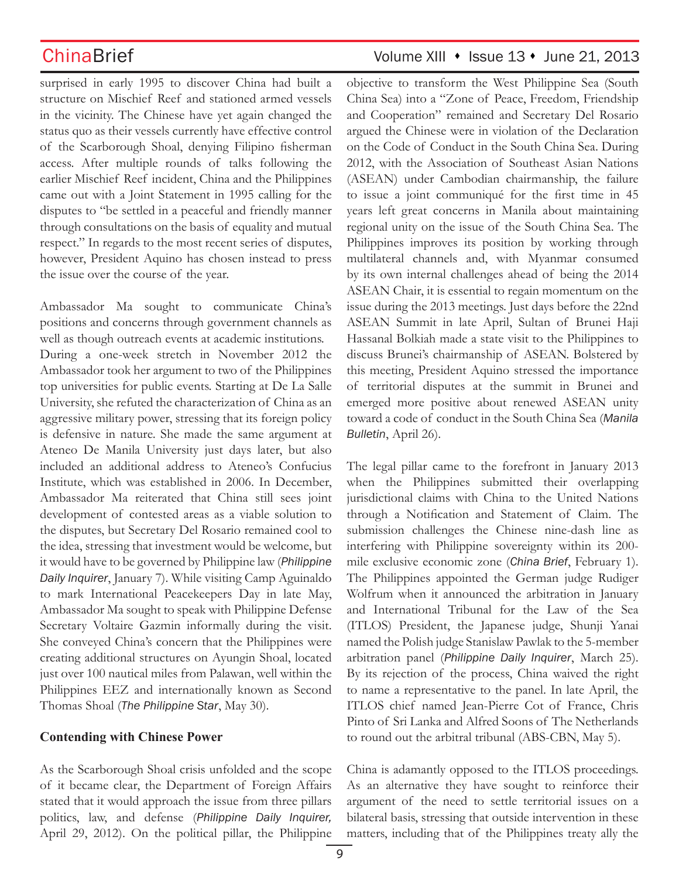surprised in early 1995 to discover China had built a structure on Mischief Reef and stationed armed vessels in the vicinity. The Chinese have yet again changed the status quo as their vessels currently have effective control of the Scarborough Shoal, denying Filipino fisherman access. After multiple rounds of talks following the earlier Mischief Reef incident, China and the Philippines came out with a Joint Statement in 1995 calling for the disputes to "be settled in a peaceful and friendly manner through consultations on the basis of equality and mutual respect." In regards to the most recent series of disputes, however, President Aquino has chosen instead to press the issue over the course of the year.

Ambassador Ma sought to communicate China's positions and concerns through government channels as well as though outreach events at academic institutions. During a one-week stretch in November 2012 the Ambassador took her argument to two of the Philippines top universities for public events. Starting at De La Salle University, she refuted the characterization of China as an aggressive military power, stressing that its foreign policy is defensive in nature. She made the same argument at Ateneo De Manila University just days later, but also included an additional address to Ateneo's Confucius Institute, which was established in 2006. In December, Ambassador Ma reiterated that China still sees joint development of contested areas as a viable solution to the disputes, but Secretary Del Rosario remained cool to the idea, stressing that investment would be welcome, but it would have to be governed by Philippine law (*Philippine Daily Inquirer*, January 7). While visiting Camp Aguinaldo to mark International Peacekeepers Day in late May, Ambassador Ma sought to speak with Philippine Defense Secretary Voltaire Gazmin informally during the visit. She conveyed China's concern that the Philippines were creating additional structures on Ayungin Shoal, located just over 100 nautical miles from Palawan, well within the Philippines EEZ and internationally known as Second Thomas Shoal (*The Philippine Star*, May 30).

**Contending with Chinese Power**

As the Scarborough Shoal crisis unfolded and the scope of it became clear, the Department of Foreign Affairs stated that it would approach the issue from three pillars politics, law, and defense (*Philippine Daily Inquirer,* April 29, 2012). On the political pillar, the Philippine objective to transform the West Philippine Sea (South China Sea) into a "Zone of Peace, Freedom, Friendship and Cooperation" remained and Secretary Del Rosario argued the Chinese were in violation of the Declaration on the Code of Conduct in the South China Sea. During 2012, with the Association of Southeast Asian Nations (ASEAN) under Cambodian chairmanship, the failure to issue a joint communiqué for the first time in 45 years left great concerns in Manila about maintaining regional unity on the issue of the South China Sea. The Philippines improves its position by working through multilateral channels and, with Myanmar consumed by its own internal challenges ahead of being the 2014 ASEAN Chair, it is essential to regain momentum on the issue during the 2013 meetings. Just days before the 22nd ASEAN Summit in late April, Sultan of Brunei Haji Hassanal Bolkiah made a state visit to the Philippines to discuss Brunei's chairmanship of ASEAN. Bolstered by this meeting, President Aquino stressed the importance of territorial disputes at the summit in Brunei and emerged more positive about renewed ASEAN unity toward a code of conduct in the South China Sea (*Manila Bulletin*, April 26).

The legal pillar came to the forefront in January 2013 when the Philippines submitted their overlapping jurisdictional claims with China to the United Nations through a Notification and Statement of Claim. The submission challenges the Chinese nine-dash line as interfering with Philippine sovereignty within its 200-mile exclusive economic zone (*China Brief*, February 1). The Philippines appointed the German judge Rudiger Wolfrum when it announced the arbitration in January and International Tribunal for the Law of the Sea (ITLOS) President, the Japanese judge, Shunji Yanai named the Polish judge Stanislaw Pawlak to the 5-member arbitration panel (*Philippine Daily Inquirer*, March 25). By its rejection of the process, China waived the right to name a representative to the panel. In late April, the ITLOS chief named Jean-Pierre Cot of France, Chris Pinto of Sri Lanka and Alfred Soons of The Netherlands to round out the arbitral tribunal (ABS-CBN, May 5).

China is adamantly opposed to the ITLOS proceedings. As an alternative they have sought to reinforce their argument of the need to settle territorial issues on a bilateral basis, stressing that outside intervention in these matters, including that of the Philippines treaty ally the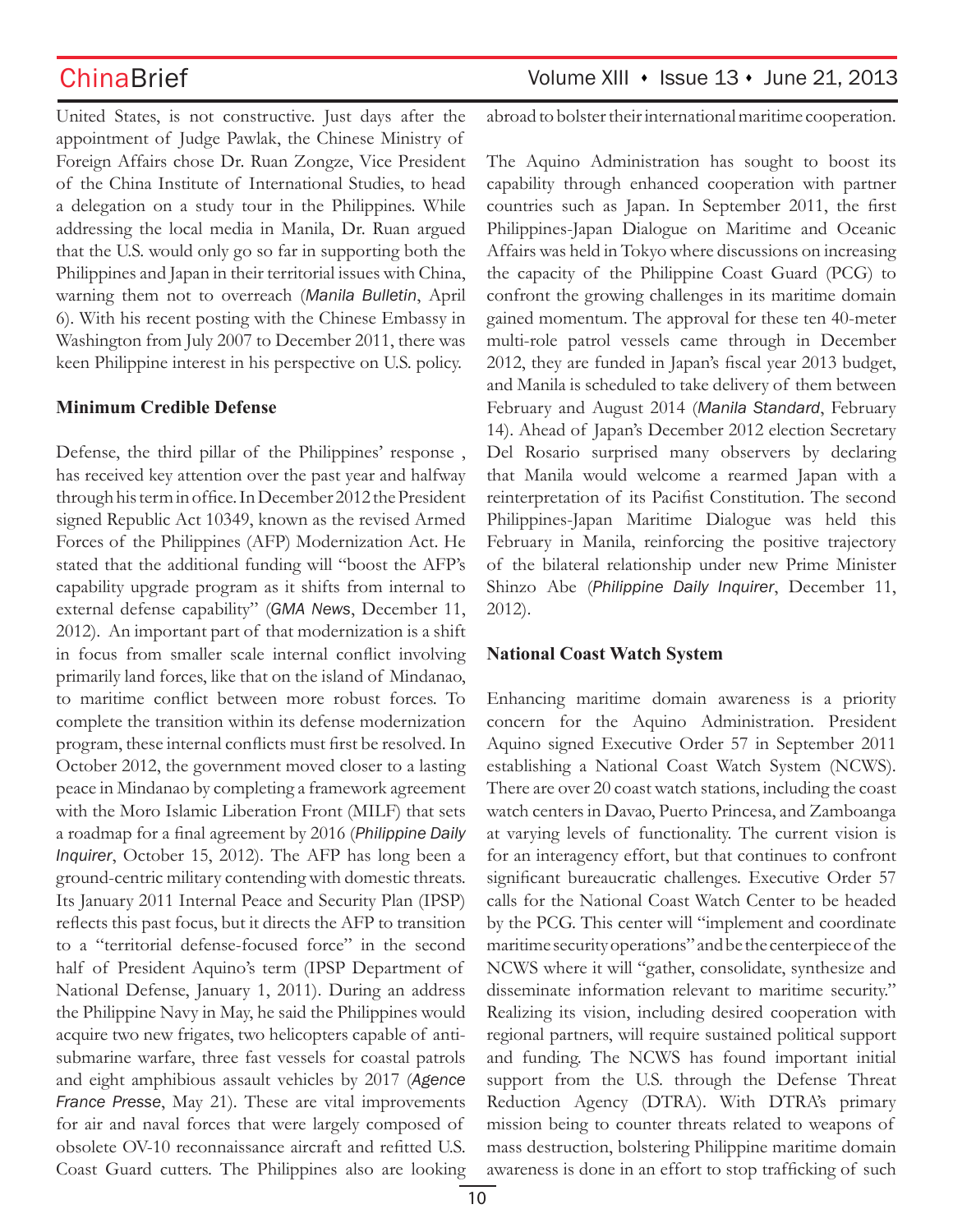United States, is not constructive. Just days after the appointment of Judge Pawlak, the Chinese Ministry of Foreign Affairs chose Dr. Ruan Zongze, Vice President of the China Institute of International Studies, to head a delegation on a study tour in the Philippines. While addressing the local media in Manila, Dr. Ruan argued that the U.S. would only go so far in supporting both the Philippines and Japan in their territorial issues with China, warning them not to overreach (*Manila Bulletin*, April 6). With his recent posting with the Chinese Embassy in Washington from July 2007 to December 2011, there was keen Philippine interest in his perspective on U.S. policy.

**Minimum Credible Defense**

Defense, the third pillar of the Philippines' response , has received key attention over the past year and halfway through his term in office. In December 2012 the President signed Republic Act 10349, known as the revised Armed Forces of the Philippines (AFP) Modernization Act. He stated that the additional funding will "boost the AFP's capability upgrade program as it shifts from internal to external defense capability" (*GMA News*, December 11, 2012). An important part of that modernization is a shift in focus from smaller scale internal conflict involving primarily land forces, like that on the island of Mindanao, to maritime conflict between more robust forces. To complete the transition within its defense modernization program, these internal conflicts must first be resolved. In October 2012, the government moved closer to a lasting peace in Mindanao by completing a framework agreement with the Moro Islamic Liberation Front (MILF) that sets a roadmap for a final agreement by 2016 (*Philippine Daily Inquirer*, October 15, 2012). The AFP has long been a ground-centric military contending with domestic threats. Its January 2011 Internal Peace and Security Plan (IPSP) reflects this past focus, but it directs the AFP to transition to a "territorial defense-focused force" in the second half of President Aquino's term (IPSP Department of National Defense, January 1, 2011). During an address the Philippine Navy in May, he said the Philippines would acquire two new frigates, two helicopters capable of anti-submarine warfare, three fast vessels for coastal patrols and eight amphibious assault vehicles by 2017 (*Agence France Presse*, May 21). These are vital improvements for air and naval forces that were largely composed of obsolete OV-10 reconnaissance aircraft and refitted U.S. Coast Guard cutters. The Philippines also are looking abroad to bolster their international maritime cooperation.

The Aquino Administration has sought to boost its capability through enhanced cooperation with partner countries such as Japan. In September 2011, the first Philippines-Japan Dialogue on Maritime and Oceanic Affairs was held in Tokyo where discussions on increasing the capacity of the Philippine Coast Guard (PCG) to confront the growing challenges in its maritime domain gained momentum. The approval for these ten 40-meter multi-role patrol vessels came through in December 2012, they are funded in Japan's fiscal year 2013 budget, and Manila is scheduled to take delivery of them between February and August 2014 (*Manila Standard*, February 14). Ahead of Japan's December 2012 election Secretary Del Rosario surprised many observers by declaring that Manila would welcome a rearmed Japan with a reinterpretation of its Pacifist Constitution. The second Philippines-Japan Maritime Dialogue was held this February in Manila, reinforcing the positive trajectory of the bilateral relationship under new Prime Minister Shinzo Abe (*Philippine Daily Inquirer*, December 11, 2012).

**National Coast Watch System**

Enhancing maritime domain awareness is a priority concern for the Aquino Administration. President Aquino signed Executive Order 57 in September 2011 establishing a National Coast Watch System (NCWS). There are over 20 coast watch stations, including the coast watch centers in Davao, Puerto Princesa, and Zamboanga at varying levels of functionality. The current vision is for an interagency effort, but that continues to confront significant bureaucratic challenges. Executive Order 57 calls for the National Coast Watch Center to be headed by the PCG. This center will "implement and coordinate maritime security operations" and be the centerpiece of the NCWS where it will "gather, consolidate, synthesize and disseminate information relevant to maritime security." Realizing its vision, including desired cooperation with regional partners, will require sustained political support and funding. The NCWS has found important initial support from the U.S. through the Defense Threat Reduction Agency (DTRA). With DTRA's primary mission being to counter threats related to weapons of mass destruction, bolstering Philippine maritime domain awareness is done in an effort to stop trafficking of such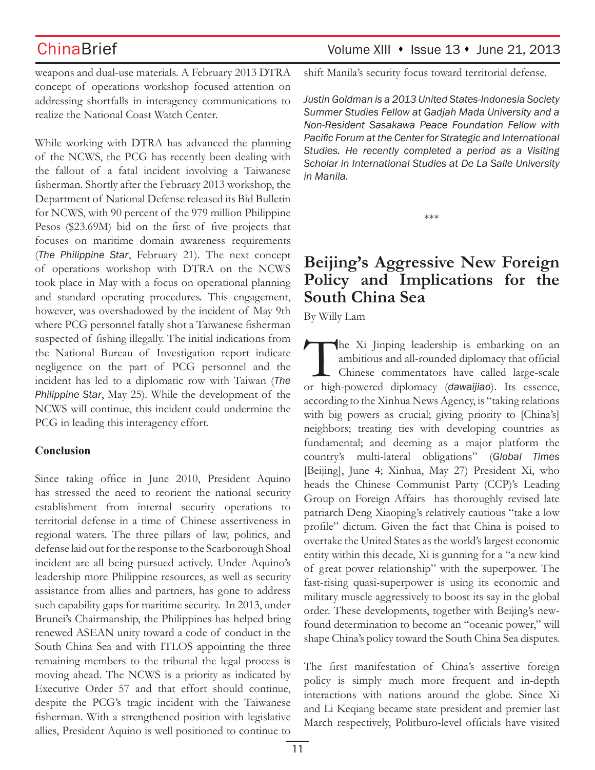weapons and dual-use materials. A February 2013 DTRA concept of operations workshop focused attention on addressing shortfalls in interagency communications to realize the National Coast Watch Center.

While working with DTRA has advanced the planning of the NCWS, the PCG has recently been dealing with the fallout of a fatal incident involving a Taiwanese fisherman. Shortly after the February 2013 workshop, the Department of National Defense released its Bid Bulletin for NCWS, with 90 percent of the 979 million Philippine Pesos ($23.69M) bid on the first of five projects that focuses on maritime domain awareness requirements (*The Philippine Star*, February 21). The next concept of operations workshop with DTRA on the NCWS took place in May with a focus on operational planning and standard operating procedures. This engagement, however, was overshadowed by the incident of May 9th where PCG personnel fatally shot a Taiwanese fisherman suspected of fishing illegally. The initial indications from the National Bureau of Investigation report indicate negligence on the part of PCG personnel and the incident has led to a diplomatic row with Taiwan (*The Philippine Star*, May 25). While the development of the NCWS will continue, this incident could undermine the PCG in leading this interagency effort.

**Conclusion**

Since taking office in June 2010, President Aquino has stressed the need to reorient the national security establishment from internal security operations to territorial defense in a time of Chinese assertiveness in regional waters. The three pillars of law, politics, and defense laid out for the response to the Scarborough Shoal incident are all being pursued actively. Under Aquino's leadership more Philippine resources, as well as security assistance from allies and partners, has gone to address such capability gaps for maritime security. In 2013, under Brunei's Chairmanship, the Philippines has helped bring renewed ASEAN unity toward a code of conduct in the South China Sea and with ITLOS appointing the three remaining members to the tribunal the legal process is moving ahead. The NCWS is a priority as indicated by Executive Order 57 and that effort should continue, despite the PCG's tragic incident with the Taiwanese fisherman. With a strengthened position with legislative allies, President Aquino is well positioned to continue to shift Manila's security focus toward territorial defense.

*Justin Goldman is a 2013 United States-Indonesia Society Summer Studies Fellow at Gadjah Mada University and a Non-Resident Sasakawa Peace Foundation Fellow with Pacific Forum at the Center for Strategic and International Studies. He recently completed a period as a Visiting Scholar in International Studies at De La Salle University in Manila.*

\*\*\*

# Beijing's Aggressive New Foreign Policy and Implications for the South China Sea

By Willy Lam

The Xi Jinping leadership is embarking on an ambitious and all-rounded diplomacy that official Chinese commentators have called large-scale or high-powered diplomacy (*dawaijiao*). Its essence, according to the Xinhua News Agency, is "taking relations with big powers as crucial; giving priority to [China's] neighbors; treating ties with developing countries as fundamental; and deeming as a major platform the country's multi-lateral obligations" (*Global Times* [Beijing], June 4; Xinhua, May 27) President Xi, who heads the Chinese Communist Party (CCP)'s Leading Group on Foreign Affairs has thoroughly revised late patriarch Deng Xiaoping's relatively cautious "take a low profile" dictum. Given the fact that China is poised to overtake the United States as the world's largest economic entity within this decade, Xi is gunning for a "a new kind of great power relationship" with the superpower. The fast-rising quasi-superpower is using its economic and military muscle aggressively to boost its say in the global order. These developments, together with Beijing's new-found determination to become an "oceanic power," will shape China's policy toward the South China Sea disputes.

The first manifestation of China's assertive foreign policy is simply much more frequent and in-depth interactions with nations around the globe. Since Xi and Li Keqiang became state president and premier last March respectively, Politburo-level officials have visited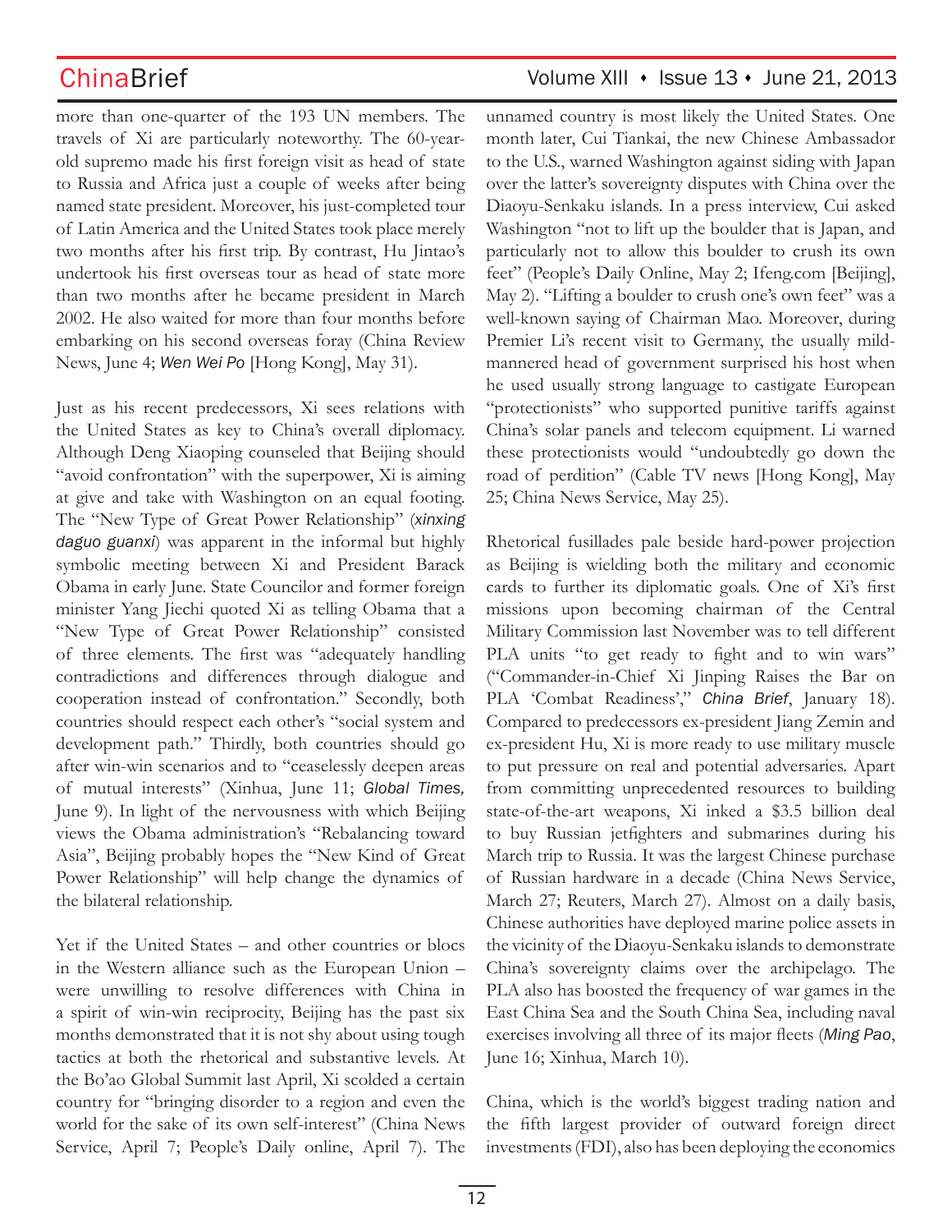more than one-quarter of the 193 UN members. The travels of Xi are particularly noteworthy. The 60-year-old supremo made his first foreign visit as head of state to Russia and Africa just a couple of weeks after being named state president. Moreover, his just-completed tour of Latin America and the United States took place merely two months after his first trip. By contrast, Hu Jintao's undertook his first overseas tour as head of state more than two months after he became president in March 2002. He also waited for more than four months before embarking on his second overseas foray (China Review News, June 4; *Wen Wei Po* [Hong Kong], May 31).

Just as his recent predecessors, Xi sees relations with the United States as key to China's overall diplomacy. Although Deng Xiaoping counseled that Beijing should "avoid confrontation" with the superpower, Xi is aiming at give and take with Washington on an equal footing. The "New Type of Great Power Relationship" (*xinxing daguo guanxi*) was apparent in the informal but highly symbolic meeting between Xi and President Barack Obama in early June. State Councilor and former foreign minister Yang Jiechi quoted Xi as telling Obama that a "New Type of Great Power Relationship" consisted of three elements. The first was "adequately handling contradictions and differences through dialogue and cooperation instead of confrontation." Secondly, both countries should respect each other's "social system and development path." Thirdly, both countries should go after win-win scenarios and to "ceaselessly deepen areas of mutual interests" (Xinhua, June 11; *Global Times,* June 9). In light of the nervousness with which Beijing views the Obama administration's "Rebalancing toward Asia", Beijing probably hopes the "New Kind of Great Power Relationship" will help change the dynamics of the bilateral relationship.

Yet if the United States – and other countries or blocs in the Western alliance such as the European Union – were unwilling to resolve differences with China in a spirit of win-win reciprocity, Beijing has the past six months demonstrated that it is not shy about using tough tactics at both the rhetorical and substantive levels. At the Bo'ao Global Summit last April, Xi scolded a certain country for "bringing disorder to a region and even the world for the sake of its own self-interest" (China News Service, April 7; People's Daily online, April 7). The unnamed country is most likely the United States. One month later, Cui Tiankai, the new Chinese Ambassador to the U.S., warned Washington against siding with Japan over the latter's sovereignty disputes with China over the Diaoyu-Senkaku islands. In a press interview, Cui asked Washington "not to lift up the boulder that is Japan, and particularly not to allow this boulder to crush its own feet" (People's Daily Online, May 2; Ifeng.com [Beijing], May 2). "Lifting a boulder to crush one's own feet" was a well-known saying of Chairman Mao. Moreover, during Premier Li's recent visit to Germany, the usually mild-mannered head of government surprised his host when he used usually strong language to castigate European "protectionists" who supported punitive tariffs against China's solar panels and telecom equipment. Li warned these protectionists would "undoubtedly go down the road of perdition" (Cable TV news [Hong Kong], May 25; China News Service, May 25).

Rhetorical fusillades pale beside hard-power projection as Beijing is wielding both the military and economic cards to further its diplomatic goals. One of Xi's first missions upon becoming chairman of the Central Military Commission last November was to tell different PLA units "to get ready to fight and to win wars" ("Commander-in-Chief Xi Jinping Raises the Bar on PLA 'Combat Readiness'," *China Brief*, January 18). Compared to predecessors ex-president Jiang Zemin and ex-president Hu, Xi is more ready to use military muscle to put pressure on real and potential adversaries. Apart from committing unprecedented resources to building state-of-the-art weapons, Xi inked a $3.5 billion deal to buy Russian jetfighters and submarines during his March trip to Russia. It was the largest Chinese purchase of Russian hardware in a decade (China News Service, March 27; Reuters, March 27). Almost on a daily basis, Chinese authorities have deployed marine police assets in the vicinity of the Diaoyu-Senkaku islands to demonstrate China's sovereignty claims over the archipelago. The PLA also has boosted the frequency of war games in the East China Sea and the South China Sea, including naval exercises involving all three of its major fleets (*Ming Pao*, June 16; Xinhua, March 10).

China, which is the world's biggest trading nation and the fifth largest provider of outward foreign direct investments (FDI), also has been deploying the economics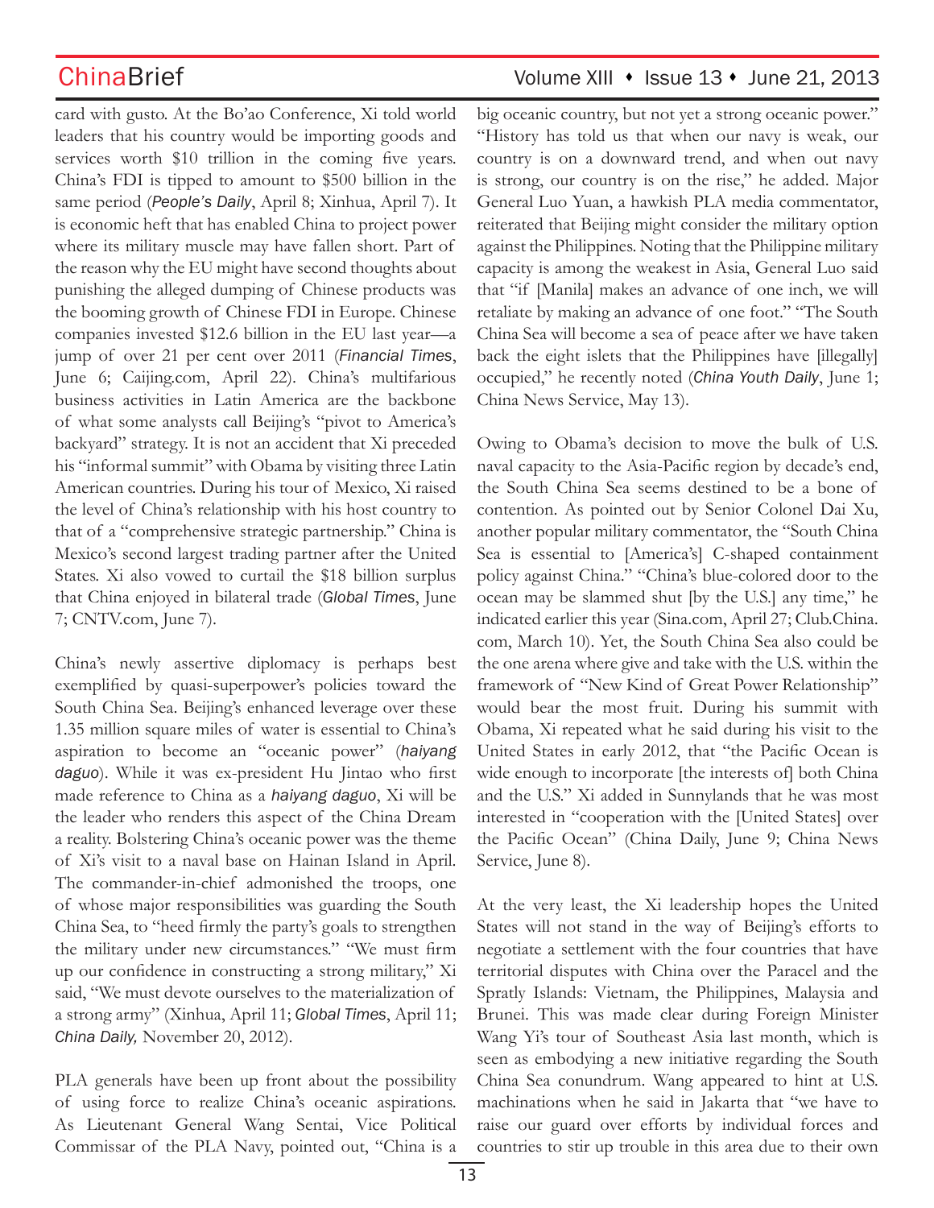card with gusto. At the Bo'ao Conference, Xi told world leaders that his country would be importing goods and services worth $10 trillion in the coming five years. China's FDI is tipped to amount to $500 billion in the same period (*People's Daily*, April 8; Xinhua, April 7). It is economic heft that has enabled China to project power where its military muscle may have fallen short. Part of the reason why the EU might have second thoughts about punishing the alleged dumping of Chinese products was the booming growth of Chinese FDI in Europe. Chinese companies invested $12.6 billion in the EU last year—a jump of over 21 per cent over 2011 (*Financial Times*, June 6; Caijing.com, April 22). China's multifarious business activities in Latin America are the backbone of what some analysts call Beijing's "pivot to America's backyard" strategy. It is not an accident that Xi preceded his "informal summit" with Obama by visiting three Latin American countries. During his tour of Mexico, Xi raised the level of China's relationship with his host country to that of a "comprehensive strategic partnership." China is Mexico's second largest trading partner after the United States. Xi also vowed to curtail the $18 billion surplus that China enjoyed in bilateral trade (*Global Times*, June 7; CNTV.com, June 7).

China's newly assertive diplomacy is perhaps best exemplified by quasi-superpower's policies toward the South China Sea. Beijing's enhanced leverage over these 1.35 million square miles of water is essential to China's aspiration to become an "oceanic power" (*haiyang daguo*). While it was ex-president Hu Jintao who first made reference to China as a *haiyang daguo*, Xi will be the leader who renders this aspect of the China Dream a reality. Bolstering China's oceanic power was the theme of Xi's visit to a naval base on Hainan Island in April. The commander-in-chief admonished the troops, one of whose major responsibilities was guarding the South China Sea, to "heed firmly the party's goals to strengthen the military under new circumstances." "We must firm up our confidence in constructing a strong military," Xi said, "We must devote ourselves to the materialization of a strong army" (Xinhua, April 11; *Global Times*, April 11; *China Daily,* November 20, 2012).

PLA generals have been up front about the possibility of using force to realize China's oceanic aspirations. As Lieutenant General Wang Sentai, Vice Political Commissar of the PLA Navy, pointed out, "China is a big oceanic country, but not yet a strong oceanic power." "History has told us that when our navy is weak, our country is on a downward trend, and when out navy is strong, our country is on the rise," he added. Major General Luo Yuan, a hawkish PLA media commentator, reiterated that Beijing might consider the military option against the Philippines. Noting that the Philippine military capacity is among the weakest in Asia, General Luo said that "if [Manila] makes an advance of one inch, we will retaliate by making an advance of one foot." "The South China Sea will become a sea of peace after we have taken back the eight islets that the Philippines have [illegally] occupied," he recently noted (*China Youth Daily*, June 1; China News Service, May 13).

Owing to Obama's decision to move the bulk of U.S. naval capacity to the Asia-Pacific region by decade's end, the South China Sea seems destined to be a bone of contention. As pointed out by Senior Colonel Dai Xu, another popular military commentator, the "South China Sea is essential to [America's] C-shaped containment policy against China." "China's blue-colored door to the ocean may be slammed shut [by the U.S.] any time," he indicated earlier this year (Sina.com, April 27; Club.China.com, March 10). Yet, the South China Sea also could be the one arena where give and take with the U.S. within the framework of "New Kind of Great Power Relationship" would bear the most fruit. During his summit with Obama, Xi repeated what he said during his visit to the United States in early 2012, that "the Pacific Ocean is wide enough to incorporate [the interests of] both China and the U.S." Xi added in Sunnylands that he was most interested in "cooperation with the [United States] over the Pacific Ocean" (China Daily, June 9; China News Service, June 8).

At the very least, the Xi leadership hopes the United States will not stand in the way of Beijing's efforts to negotiate a settlement with the four countries that have territorial disputes with China over the Paracel and the Spratly Islands: Vietnam, the Philippines, Malaysia and Brunei. This was made clear during Foreign Minister Wang Yi's tour of Southeast Asia last month, which is seen as embodying a new initiative regarding the South China Sea conundrum. Wang appeared to hint at U.S. machinations when he said in Jakarta that "we have to raise our guard over efforts by individual forces and countries to stir up trouble in this area due to their own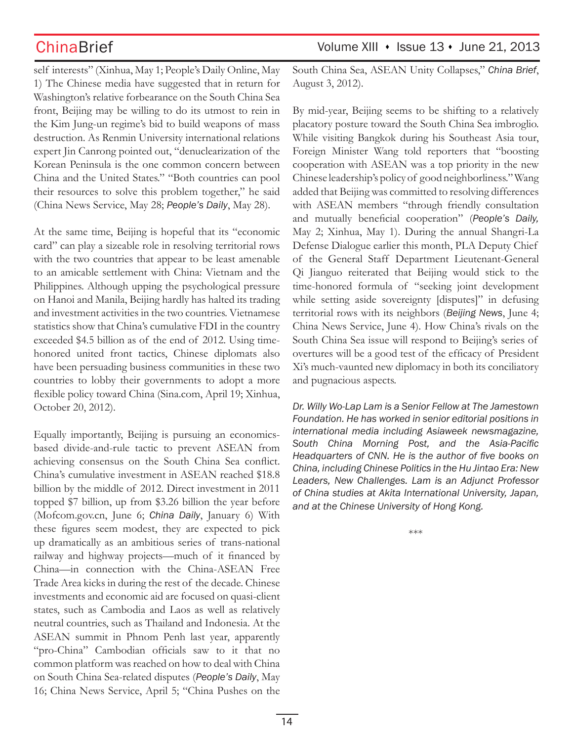self interests" (Xinhua, May 1; People's Daily Online, May 1) The Chinese media have suggested that in return for Washington's relative forbearance on the South China Sea front, Beijing may be willing to do its utmost to rein in the Kim Jung-un regime's bid to build weapons of mass destruction. As Renmin University international relations expert Jin Canrong pointed out, "denuclearization of the Korean Peninsula is the one common concern between China and the United States." "Both countries can pool their resources to solve this problem together," he said (China News Service, May 28; *People's Daily*, May 28).

At the same time, Beijing is hopeful that its "economic card" can play a sizeable role in resolving territorial rows with the two countries that appear to be least amenable to an amicable settlement with China: Vietnam and the Philippines. Although upping the psychological pressure on Hanoi and Manila, Beijing hardly has halted its trading and investment activities in the two countries. Vietnamese statistics show that China's cumulative FDI in the country exceeded $4.5 billion as of the end of 2012. Using time-honored united front tactics, Chinese diplomats also have been persuading business communities in these two countries to lobby their governments to adopt a more flexible policy toward China (Sina.com, April 19; Xinhua, October 20, 2012).

Equally importantly, Beijing is pursuing an economics-based divide-and-rule tactic to prevent ASEAN from achieving consensus on the South China Sea conflict. China's cumulative investment in ASEAN reached $18.8 billion by the middle of 2012. Direct investment in 2011 topped $7 billion, up from $3.26 billion the year before (Mofcom.gov.cn, June 6; *China Daily*, January 6) With these figures seem modest, they are expected to pick up dramatically as an ambitious series of trans-national railway and highway projects—much of it financed by China—in connection with the China-ASEAN Free Trade Area kicks in during the rest of the decade. Chinese investments and economic aid are focused on quasi-client states, such as Cambodia and Laos as well as relatively neutral countries, such as Thailand and Indonesia. At the ASEAN summit in Phnom Penh last year, apparently "pro-China" Cambodian officials saw to it that no common platform was reached on how to deal with China on South China Sea-related disputes (*People's Daily*, May 16; China News Service, April 5; "China Pushes on the South China Sea, ASEAN Unity Collapses," *China Brief*, August 3, 2012).

By mid-year, Beijing seems to be shifting to a relatively placatory posture toward the South China Sea imbroglio. While visiting Bangkok during his Southeast Asia tour, Foreign Minister Wang told reporters that "boosting cooperation with ASEAN was a top priority in the new Chinese leadership's policy of good neighborliness." Wang added that Beijing was committed to resolving differences with ASEAN members "through friendly consultation and mutually beneficial cooperation" (*People's Daily,* May 2; Xinhua, May 1). During the annual Shangri-La Defense Dialogue earlier this month, PLA Deputy Chief of the General Staff Department Lieutenant-General Qi Jianguo reiterated that Beijing would stick to the time-honored formula of "seeking joint development while setting aside sovereignty [disputes]" in defusing territorial rows with its neighbors (*Beijing News*, June 4; China News Service, June 4). How China's rivals on the South China Sea issue will respond to Beijing's series of overtures will be a good test of the efficacy of President Xi's much-vaunted new diplomacy in both its conciliatory and pugnacious aspects.

*Dr. Willy Wo-Lap Lam is a Senior Fellow at The Jamestown Foundation. He has worked in senior editorial positions in international media including Asiaweek newsmagazine, South China Morning Post, and the Asia-Pacific Headquarters of CNN. He is the author of five books on China, including Chinese Politics in the Hu Jintao Era: New Leaders, New Challenges. Lam is an Adjunct Professor of China studies at Akita International University, Japan, and at the Chinese University of Hong Kong.*

\*\*\*